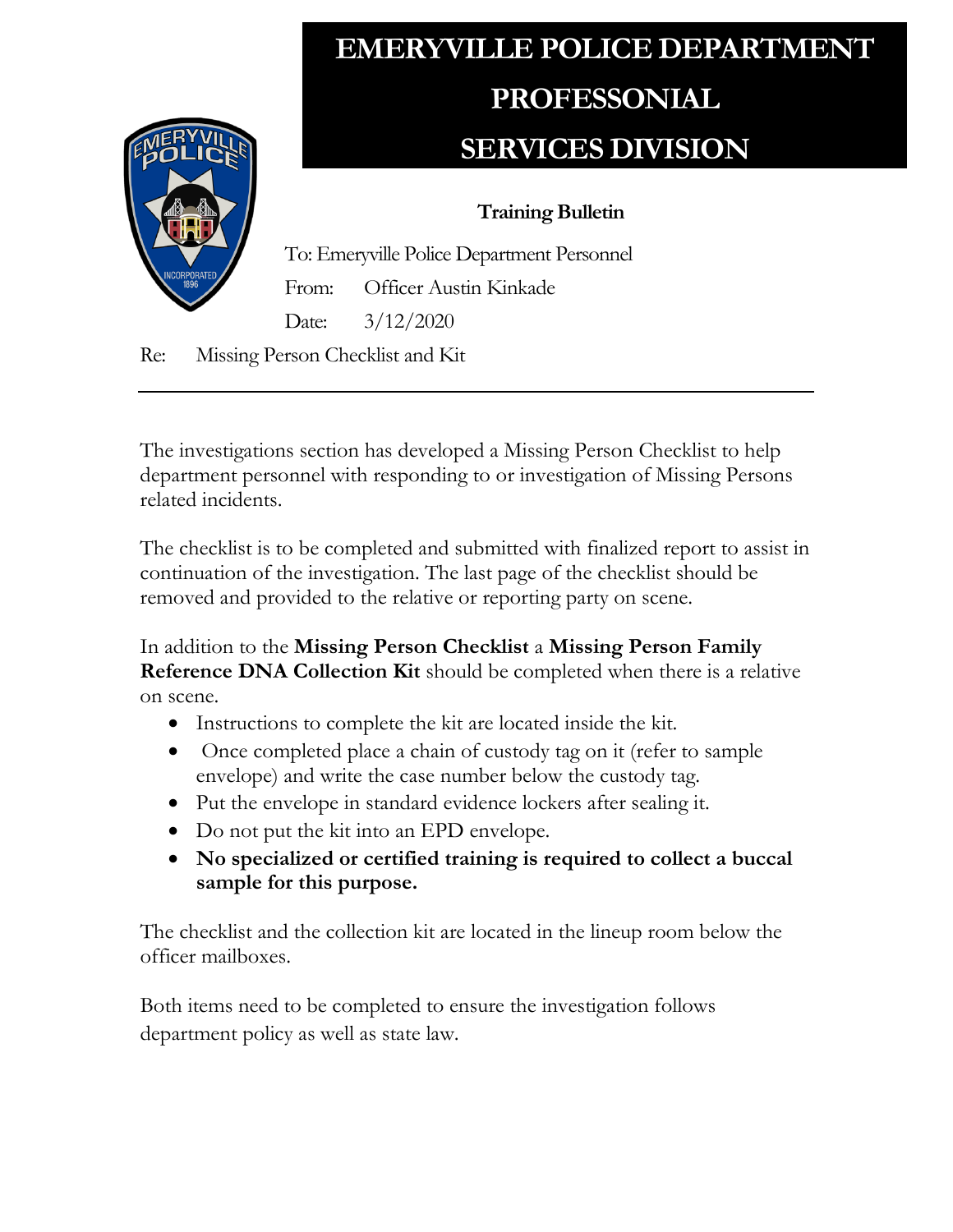# EMERYVILLE POLICE DEPARTMENT PROFESSONIAL SERVICES DIVISION

**Training Bulletin**

To: Emeryville Police Department Personnel

From: Officer Austin Kinkade

Date: 3/12/2020

Re: Missing Person Checklist and Kit

---

The investigations section has developed a Missing Person Checklist to help department personnel with responding to or investigation of Missing Persons related incidents.

The checklist is to be completed and submitted with finalized report to assist in continuation of the investigation. The last page of the checklist should be removed and provided to the relative or reporting party on scene.

In addition to the **Missing Person Checklist** a **Missing Person Family Reference DNA Collection Kit** should be completed when there is a relative on scene.

- Instructions to complete the kit are located inside the kit.
- Once completed place a chain of custody tag on it (refer to sample envelope) and write the case number below the custody tag.
- Put the envelope in standard evidence lockers after sealing it.
- Do not put the kit into an EPD envelope.
- **No specialized or certified training is required to collect a buccal sample for this purpose.**

The checklist and the collection kit are located in the lineup room below the officer mailboxes.

Both items need to be completed to ensure the investigation follows department policy as well as state law.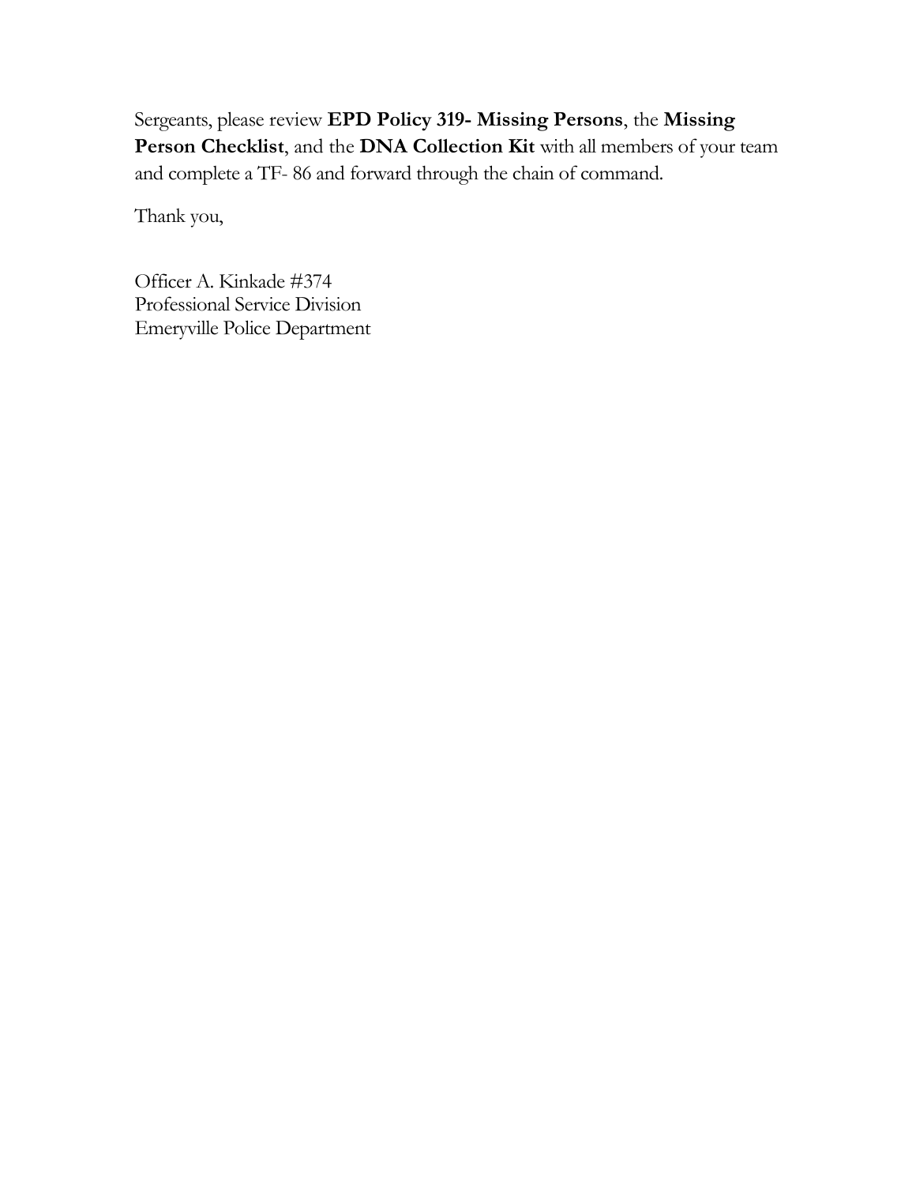Sergeants, please review **EPD Policy 319- Missing Persons**, the **Missing Person Checklist**, and the **DNA Collection Kit** with all members of your team and complete a TF- 86 and forward through the chain of command.

Thank you,

Officer A. Kinkade #374
Professional Service Division
Emeryville Police Department